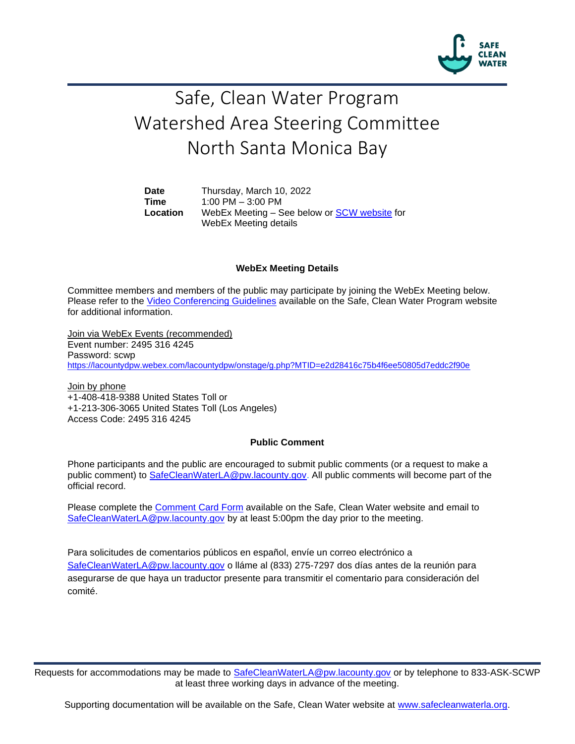# Safe, Clean Water Program
# Watershed Area Steering Committee
# North Santa Monica Bay

| | |
|---|---|
| **Date** | Thursday, March 10, 2022 |
| **Time** | 1:00 PM – 3:00 PM |
| **Location** | WebEx Meeting – See below or SCW website for WebEx Meeting details |

### WebEx Meeting Details

Committee members and members of the public may participate by joining the WebEx Meeting below. Please refer to the Video Conferencing Guidelines available on the Safe, Clean Water Program website for additional information.

Join via WebEx Events (recommended)
Event number: 2495 316 4245
Password: scwp
https://lacountydpw.webex.com/lacountydpw/onstage/g.php?MTID=e2d28416c75b4f6ee50805d7eddc2f90e

Join by phone
+1-408-418-9388 United States Toll or
+1-213-306-3065 United States Toll (Los Angeles)
Access Code: 2495 316 4245

### Public Comment

Phone participants and the public are encouraged to submit public comments (or a request to make a public comment) to SafeCleanWaterLA@pw.lacounty.gov. All public comments will become part of the official record.

Please complete the Comment Card Form available on the Safe, Clean Water website and email to SafeCleanWaterLA@pw.lacounty.gov by at least 5:00pm the day prior to the meeting.

Para solicitudes de comentarios públicos en español, envíe un correo electrónico a SafeCleanWaterLA@pw.lacounty.gov o lláme al (833) 275-7297 dos días antes de la reunión para asegurarse de que haya un traductor presente para transmitir el comentario para consideración del comité.

Requests for accommodations may be made to SafeCleanWaterLA@pw.lacounty.gov or by telephone to 833-ASK-SCWP at least three working days in advance of the meeting.

Supporting documentation will be available on the Safe, Clean Water website at www.safecleanwaterla.org.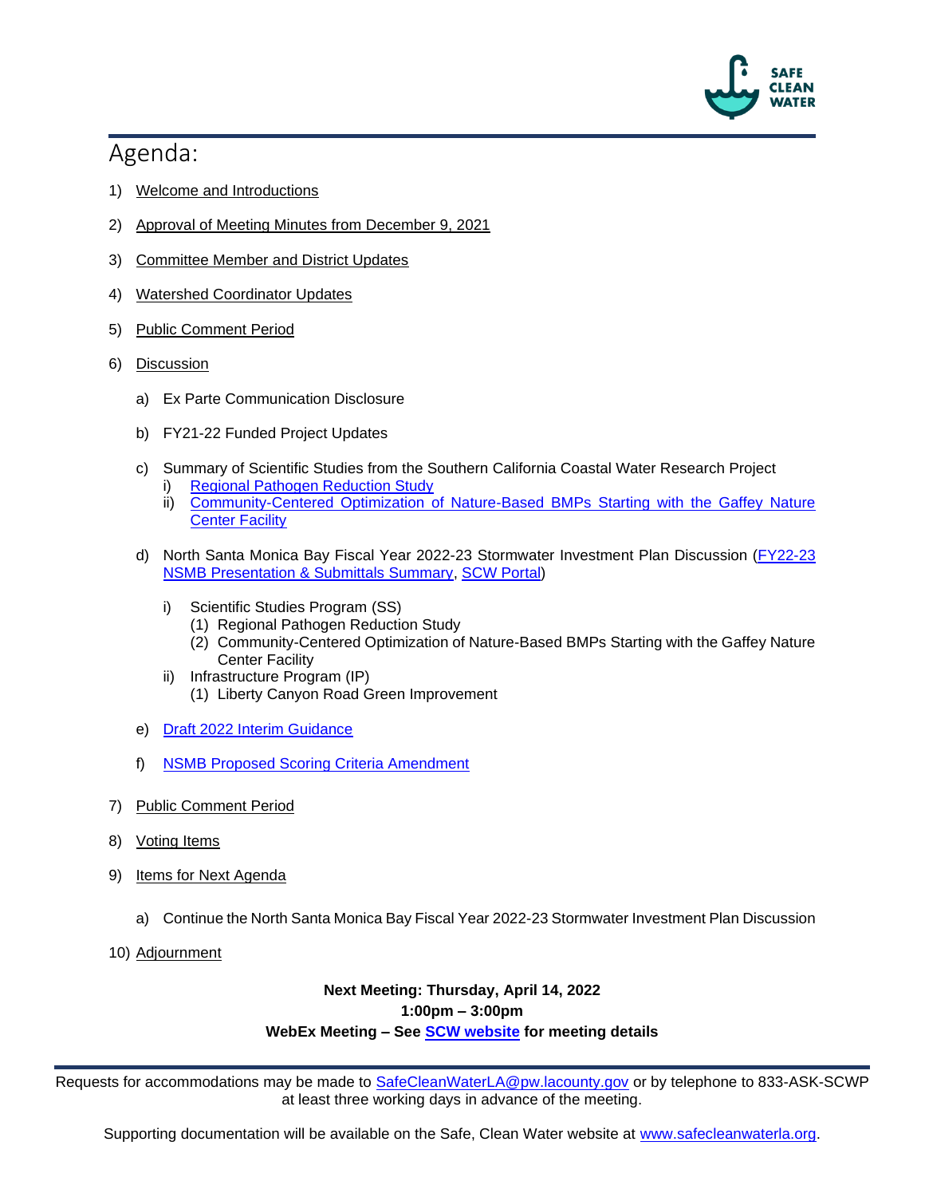# Agenda:

1) Welcome and Introductions

2) Approval of Meeting Minutes from December 9, 2021

3) Committee Member and District Updates

4) Watershed Coordinator Updates

5) Public Comment Period

6) Discussion

   a) Ex Parte Communication Disclosure

   b) FY21-22 Funded Project Updates

   c) Summary of Scientific Studies from the Southern California Coastal Water Research Project
      i) Regional Pathogen Reduction Study
      ii) Community-Centered Optimization of Nature-Based BMPs Starting with the Gaffey Nature Center Facility

   d) North Santa Monica Bay Fiscal Year 2022-23 Stormwater Investment Plan Discussion (FY22-23 NSMB Presentation & Submittals Summary, SCW Portal)

      i) Scientific Studies Program (SS)
         (1) Regional Pathogen Reduction Study
         (2) Community-Centered Optimization of Nature-Based BMPs Starting with the Gaffey Nature Center Facility
      ii) Infrastructure Program (IP)
         (1) Liberty Canyon Road Green Improvement

   e) Draft 2022 Interim Guidance

   f) NSMB Proposed Scoring Criteria Amendment

7) Public Comment Period

8) Voting Items

9) Items for Next Agenda

   a) Continue the North Santa Monica Bay Fiscal Year 2022-23 Stormwater Investment Plan Discussion

10) Adjournment

**Next Meeting: Thursday, April 14, 2022**
**1:00pm – 3:00pm**
**WebEx Meeting – See SCW website for meeting details**

Requests for accommodations may be made to SafeCleanWaterLA@pw.lacounty.gov or by telephone to 833-ASK-SCWP at least three working days in advance of the meeting.

Supporting documentation will be available on the Safe, Clean Water website at www.safecleanwaterla.org.